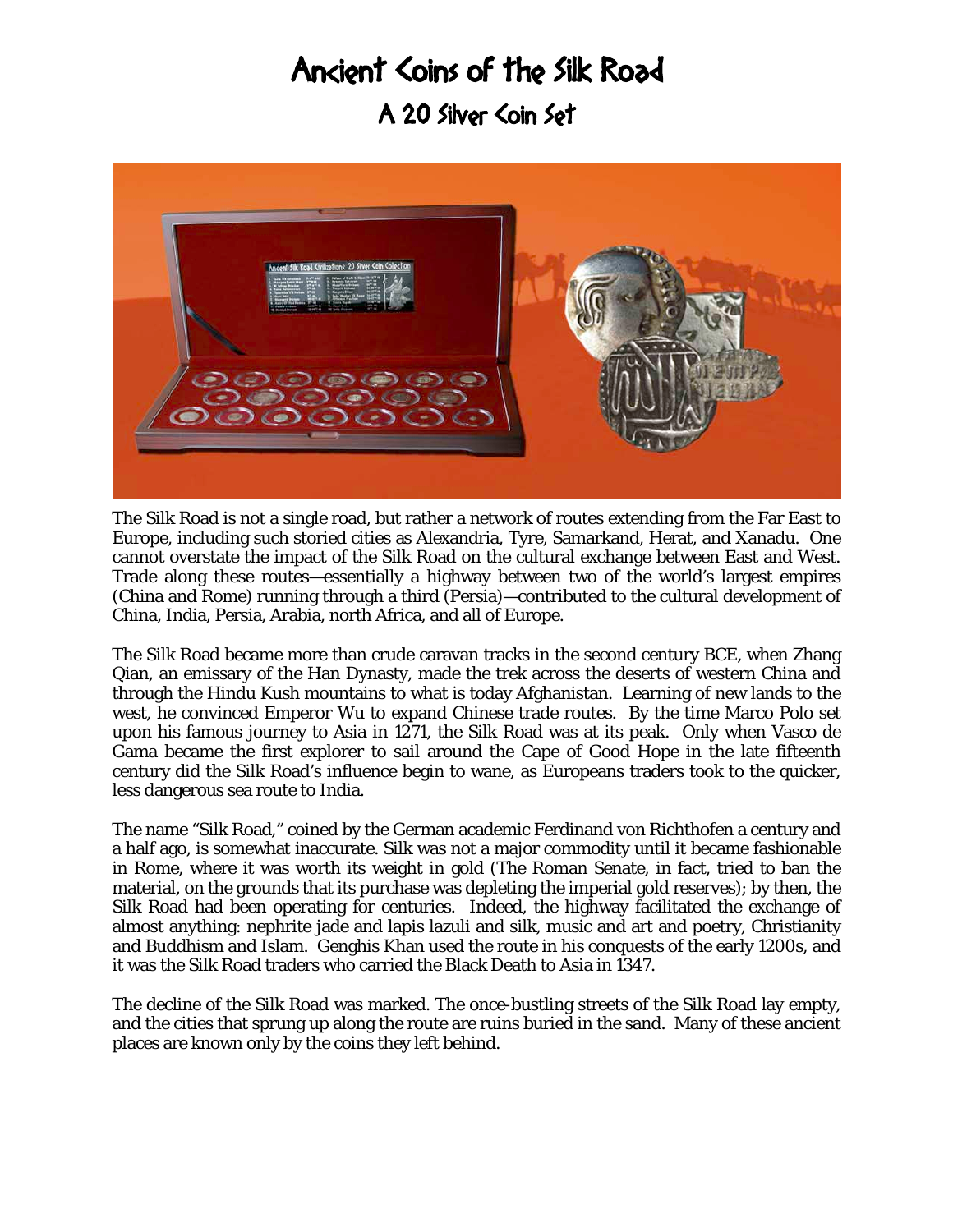# Ancient Coins of the Silk Road

## A 20 Silver Coin Set

The Silk Road is not a single road, but rather a network of routes extending from the Far East to Europe, including such storied cities as Alexandria, Tyre, Samarkand, Herat, and Xanadu. One cannot overstate the impact of the Silk Road on the cultural exchange between East and West. Trade along these routes—essentially a highway between two of the world's largest empires (China and Rome) running through a third (Persia)—contributed to the cultural development of China, India, Persia, Arabia, north Africa, and all of Europe.

The Silk Road became more than crude caravan tracks in the second century BCE, when Zhang Qian, an emissary of the Han Dynasty, made the trek across the deserts of western China and through the Hindu Kush mountains to what is today Afghanistan. Learning of new lands to the west, he convinced Emperor Wu to expand Chinese trade routes. By the time Marco Polo set upon his famous journey to Asia in 1271, the Silk Road was at its peak. Only when Vasco de Gama became the first explorer to sail around the Cape of Good Hope in the late fifteenth century did the Silk Road's influence begin to wane, as Europeans traders took to the quicker, less dangerous sea route to India.

The name "Silk Road," coined by the German academic Ferdinand von Richthofen a century and a half ago, is somewhat inaccurate. Silk was not a major commodity until it became fashionable in Rome, where it was worth its weight in gold (The Roman Senate, in fact, tried to ban the material, on the grounds that its purchase was depleting the imperial gold reserves); by then, the Silk Road had been operating for centuries. Indeed, the highway facilitated the exchange of almost anything: nephrite jade and lapis lazuli and silk, music and art and poetry, Christianity and Buddhism and Islam. Genghis Khan used the route in his conquests of the early 1200s, and it was the Silk Road traders who carried the Black Death to Asia in 1347.

The decline of the Silk Road was marked. The once-bustling streets of the Silk Road lay empty, and the cities that sprung up along the route are ruins buried in the sand. Many of these ancient places are known only by the coins they left behind.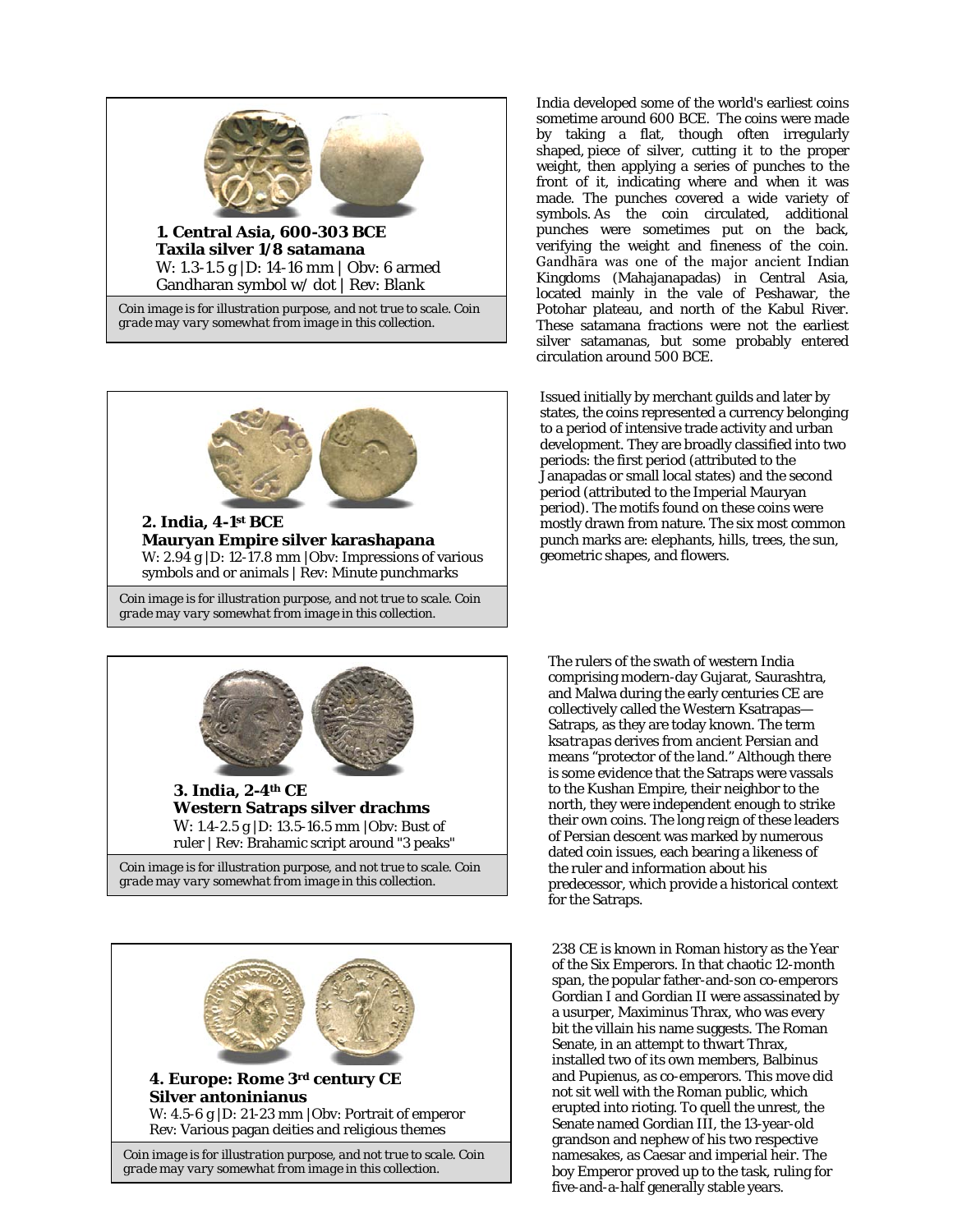**1. Central Asia, 600-303 BCE**
**Taxila silver 1/8 satamana**
W: 1.3-1.5 g | D: 14-16 mm | Obv: 6 armed Gandharan symbol w/ dot | Rev: Blank

*Coin image is for illustration purpose, and not true to scale. Coin grade may vary somewhat from image in this collection.*

India developed some of the world's earliest coins sometime around 600 BCE. The coins were made by taking a flat, though often irregularly shaped, piece of silver, cutting it to the proper weight, then applying a series of punches to the front of it, indicating where and when it was made. The punches covered a wide variety of symbols. As the coin circulated, additional punches were sometimes put on the back, verifying the weight and fineness of the coin. Gandhāra was one of the major ancient Indian Kingdoms (Mahajanapadas) in Central Asia, located mainly in the vale of Peshawar, the Potohar plateau, and north of the Kabul River. These satamana fractions were not the earliest silver satamanas, but some probably entered circulation around 500 BCE.

**2. India, 4-1st BCE**
**Mauryan Empire silver karashapana**
W: 2.94 g | D: 12-17.8 mm | Obv: Impressions of various symbols and or animals | Rev: Minute punchmarks

*Coin image is for illustration purpose, and not true to scale. Coin grade may vary somewhat from image in this collection.*

Issued initially by merchant guilds and later by states, the coins represented a currency belonging to a period of intensive trade activity and urban development. They are broadly classified into two periods: the first period (attributed to the Janapadas or small local states) and the second period (attributed to the Imperial Mauryan period). The motifs found on these coins were mostly drawn from nature. The six most common punch marks are: elephants, hills, trees, the sun, geometric shapes, and flowers.

**3. India, 2-4th CE**
**Western Satraps silver drachms**
W: 1.4-2.5 g | D: 13.5-16.5 mm | Obv: Bust of ruler | Rev: Brahamic script around "3 peaks"

*Coin image is for illustration purpose, and not true to scale. Coin grade may vary somewhat from image in this collection.*

The rulers of the swath of western India comprising modern-day Gujarat, Saurashtra, and Malwa during the early centuries CE are collectively called the Western Ksatrapas—Satraps, as they are today known. The term *ksatrapas* derives from ancient Persian and means "protector of the land." Although there is some evidence that the Satraps were vassals to the Kushan Empire, their neighbor to the north, they were independent enough to strike their own coins. The long reign of these leaders of Persian descent was marked by numerous dated coin issues, each bearing a likeness of the ruler and information about his predecessor, which provide a historical context for the Satraps.

**4. Europe: Rome 3rd century CE**
**Silver antoninianus**
W: 4.5-6 g | D: 21-23 mm | Obv: Portrait of emperor
Rev: Various pagan deities and religious themes

*Coin image is for illustration purpose, and not true to scale. Coin grade may vary somewhat from image in this collection.*

238 CE is known in Roman history as the Year of the Six Emperors. In that chaotic 12-month span, the popular father-and-son co-emperors Gordian I and Gordian II were assassinated by a usurper, Maximinus Thrax, who was every bit the villain his name suggests. The Roman Senate, in an attempt to thwart Thrax, installed two of its own members, Balbinus and Pupienus, as co-emperors. This move did not sit well with the Roman public, which erupted into rioting. To quell the unrest, the Senate named Gordian III, the 13-year-old grandson and nephew of his two respective namesakes, as Caesar and imperial heir. The boy Emperor proved up to the task, ruling for five-and-a-half generally stable years.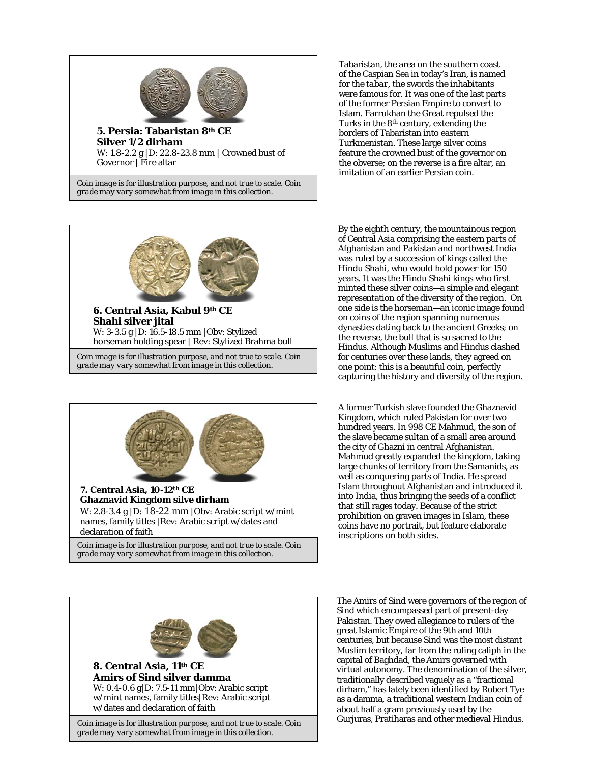**5. Persia: Tabaristan 8th CE**
**Silver 1/2 dirham**
W: 1.8-2.2 g |D: 22.8-23.8 mm | Crowned bust of Governor | Fire altar

*Coin image is for illustration purpose, and not true to scale. Coin grade may vary somewhat from image in this collection.*

Tabaristan, the area on the southern coast of the Caspian Sea in today's Iran, is named for the *tabar*, the swords the inhabitants were famous for. It was one of the last parts of the former Persian Empire to convert to Islam. Farrukhan the Great repulsed the Turks in the 8th century, extending the borders of Tabaristan into eastern Turkmenistan. These large silver coins feature the crowned bust of the governor on the obverse; on the reverse is a fire altar, an imitation of an earlier Persian coin.

**6. Central Asia, Kabul 9th CE**
**Shahi silver jital**
W: 3-3.5 g |D: 16.5-18.5 mm |Obv: Stylized horseman holding spear | Rev: Stylized Brahma bull

*Coin image is for illustration purpose, and not true to scale. Coin grade may vary somewhat from image in this collection.*

By the eighth century, the mountainous region of Central Asia comprising the eastern parts of Afghanistan and Pakistan and northwest India was ruled by a succession of kings called the Hindu Shahi, who would hold power for 150 years. It was the Hindu Shahi kings who first minted these silver coins—a simple and elegant representation of the diversity of the region. On one side is the horseman—an iconic image found on coins of the region spanning numerous dynasties dating back to the ancient Greeks; on the reverse, the bull that is so sacred to the Hindus. Although Muslims and Hindus clashed for centuries over these lands, they agreed on one point: this is a beautiful coin, perfectly capturing the history and diversity of the region.

**7. Central Asia, 10-12th CE**
**Ghaznavid Kingdom silve dirham**
W: 2.8-3.4 g |D: 18-22 mm |Obv: Arabic script w/mint names, family titles |Rev: Arabic script w/dates and declaration of faith

*Coin image is for illustration purpose, and not true to scale. Coin grade may vary somewhat from image in this collection.*

A former Turkish slave founded the Ghaznavid Kingdom, which ruled Pakistan for over two hundred years. In 998 CE Mahmud, the son of the slave became sultan of a small area around the city of Ghazni in central Afghanistan. Mahmud greatly expanded the kingdom, taking large chunks of territory from the Samanids, as well as conquering parts of India. He spread Islam throughout Afghanistan and introduced it into India, thus bringing the seeds of a conflict that still rages today. Because of the strict prohibition on graven images in Islam, these coins have no portrait, but feature elaborate inscriptions on both sides.

**8. Central Asia, 11th CE**
**Amirs of Sind silver damma**
W: 0.4-0.6 g|D: 7.5-11 mm|Obv: Arabic script w/mint names, family titles|Rev: Arabic script w/dates and declaration of faith

*Coin image is for illustration purpose, and not true to scale. Coin grade may vary somewhat from image in this collection.*

The Amirs of Sind were governors of the region of Sind which encompassed part of present-day Pakistan. They owed allegiance to rulers of the great Islamic Empire of the 9th and 10th centuries, but because Sind was the most distant Muslim territory, far from the ruling caliph in the capital of Baghdad, the Amirs governed with virtual autonomy. The denomination of the silver, traditionally described vaguely as a "fractional dirham," has lately been identified by Robert Tye as a damma, a traditional western Indian coin of about half a gram previously used by the Gurjuras, Pratiharas and other medieval Hindus.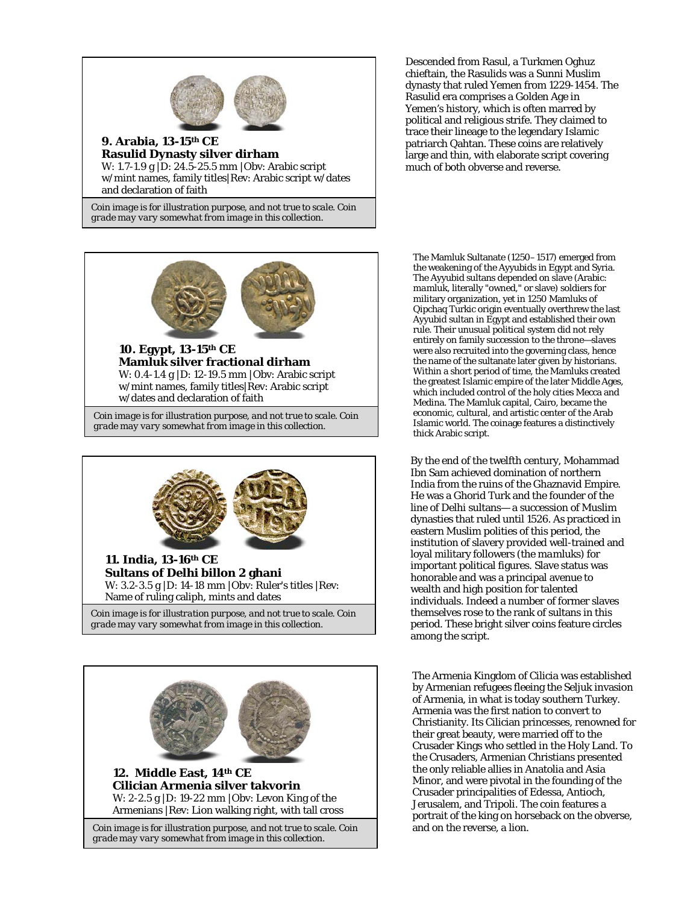**9. Arabia, 13-15th CE**
**Rasulid Dynasty silver dirham**
W: 1.7-1.9 g |D: 24.5-25.5 mm |Obv: Arabic script w/mint names, family titles|Rev: Arabic script w/dates and declaration of faith

*Coin image is for illustration purpose, and not true to scale. Coin grade may vary somewhat from image in this collection.*

Descended from Rasul, a Turkmen Oghuz chieftain, the Rasulids was a Sunni Muslim dynasty that ruled Yemen from 1229-1454. The Rasulid era comprises a Golden Age in Yemen's history, which is often marred by political and religious strife. They claimed to trace their lineage to the legendary Islamic patriarch Qahtan. These coins are relatively large and thin, with elaborate script covering much of both obverse and reverse.

**10. Egypt, 13-15th CE**
**Mamluk silver fractional dirham**
W: 0.4-1.4 g |D: 12-19.5 mm |Obv: Arabic script w/mint names, family titles|Rev: Arabic script w/dates and declaration of faith

*Coin image is for illustration purpose, and not true to scale. Coin grade may vary somewhat from image in this collection.*

The Mamluk Sultanate (1250–1517) emerged from the weakening of the Ayyubids in Egypt and Syria. The Ayyubid sultans depended on slave (Arabic: *mamluk*, literally "owned," or slave) soldiers for military organization, yet in 1250 Mamluks of Qipchaq Turkic origin eventually overthrew the last Ayyubid sultan in Egypt and established their own rule. Their unusual political system did not rely entirely on family succession to the throne—slaves were also recruited into the governing class, hence the name of the sultanate later given by historians. Within a short period of time, the Mamluks created the greatest Islamic empire of the later Middle Ages, which included control of the holy cities Mecca and Medina. The Mamluk capital, Cairo, became the economic, cultural, and artistic center of the Arab Islamic world. The coinage features a distinctively thick Arabic script.

**11. India, 13-16th CE**
**Sultans of Delhi billon 2 ghani**
W: 3.2-3.5 g |D: 14-18 mm |Obv: Ruler's titles |Rev: Name of ruling caliph, mints and dates

*Coin image is for illustration purpose, and not true to scale. Coin grade may vary somewhat from image in this collection.*

By the end of the twelfth century, Mohammad Ibn Sam achieved domination of northern India from the ruins of the Ghaznavid Empire. He was a Ghorid Turk and the founder of the line of Delhi sultans— a succession of Muslim dynasties that ruled until 1526. As practiced in eastern Muslim polities of this period, the institution of slavery provided well-trained and loyal military followers (the *mamluks*) for important political figures. Slave status was honorable and was a principal avenue to wealth and high position for talented individuals. Indeed a number of former slaves themselves rose to the rank of sultans in this period. These bright silver coins feature circles among the script.

**12. Middle East, 14th CE**
**Cilician Armenia silver takvorin**
W: 2-2.5 g |D: 19-22 mm |Obv: Levon King of the Armenians |Rev: Lion walking right, with tall cross

*Coin image is for illustration purpose, and not true to scale. Coin grade may vary somewhat from image in this collection.*

The Armenia Kingdom of Cilicia was established by Armenian refugees fleeing the Seljuk invasion of Armenia, in what is today southern Turkey. Armenia was the first nation to convert to Christianity. Its Cilician princesses, renowned for their great beauty, were married off to the Crusader Kings who settled in the Holy Land. To the Crusaders, Armenian Christians presented the only reliable allies in Anatolia and Asia Minor, and were pivotal in the founding of the Crusader principalities of Edessa, Antioch, Jerusalem, and Tripoli. The coin features a portrait of the king on horseback on the obverse, and on the reverse, a lion.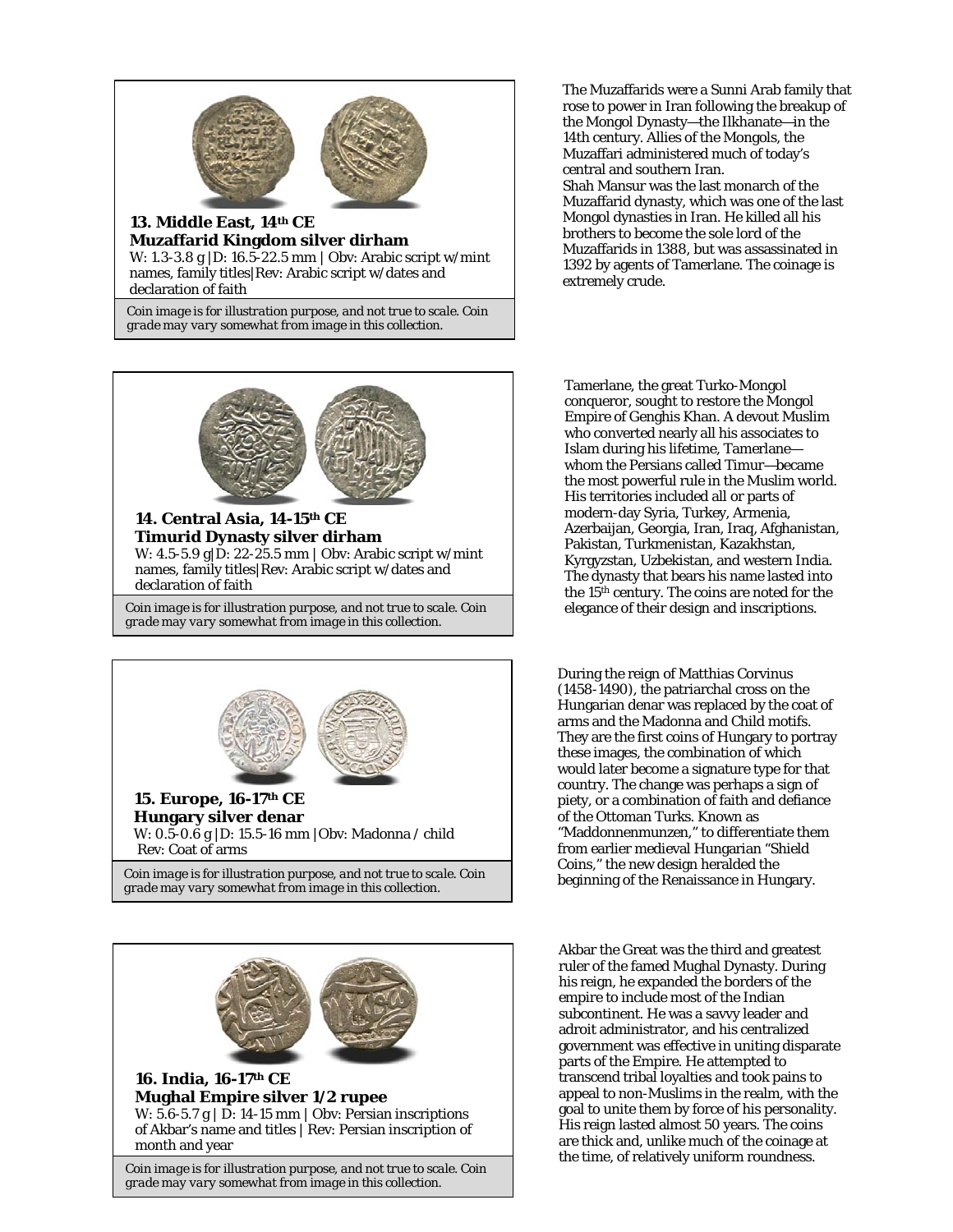**13. Middle East, 14th CE**
**Muzaffarid Kingdom silver dirham**
W: 1.3-3.8 g |D: 16.5-22.5 mm | Obv: Arabic script w/mint names, family titles|Rev: Arabic script w/dates and declaration of faith

*Coin image is for illustration purpose, and not true to scale. Coin grade may vary somewhat from image in this collection.*

The Muzaffarids were a Sunni Arab family that rose to power in Iran following the breakup of the Mongol Dynasty—the Ilkhanate—in the 14th century. Allies of the Mongols, the Muzaffari administered much of today's central and southern Iran.
Shah Mansur was the last monarch of the Muzaffarid dynasty, which was one of the last Mongol dynasties in Iran. He killed all his brothers to become the sole lord of the Muzaffarids in 1388, but was assassinated in 1392 by agents of Tamerlane. The coinage is extremely crude.

**14. Central Asia, 14-15th CE**
**Timurid Dynasty silver dirham**
W: 4.5-5.9 g|D: 22-25.5 mm | Obv: Arabic script w/mint names, family titles|Rev: Arabic script w/dates and declaration of faith

*Coin image is for illustration purpose, and not true to scale. Coin grade may vary somewhat from image in this collection.*

Tamerlane, the great Turko-Mongol conqueror, sought to restore the Mongol Empire of Genghis Khan. A devout Muslim who converted nearly all his associates to Islam during his lifetime, Tamerlane—whom the Persians called Timur—became the most powerful rule in the Muslim world. His territories included all or parts of modern-day Syria, Turkey, Armenia, Azerbaijan, Georgia, Iran, Iraq, Afghanistan, Pakistan, Turkmenistan, Kazakhstan, Kyrgyzstan, Uzbekistan, and western India. The dynasty that bears his name lasted into the 15th century. The coins are noted for the elegance of their design and inscriptions.

**15. Europe, 16-17th CE**
**Hungary silver denar**
W: 0.5-0.6 g|D: 15.5-16 mm |Obv: Madonna / child
Rev: Coat of arms

*Coin image is for illustration purpose, and not true to scale. Coin grade may vary somewhat from image in this collection.*

During the reign of Matthias Corvinus (1458-1490), the patriarchal cross on the Hungarian denar was replaced by the coat of arms and the Madonna and Child motifs. They are the first coins of Hungary to portray these images, the combination of which would later become a signature type for that country. The change was perhaps a sign of piety, or a combination of faith and defiance of the Ottoman Turks. Known as "Maddonnenmunzen," to differentiate them from earlier medieval Hungarian "Shield Coins," the new design heralded the beginning of the Renaissance in Hungary.

**16. India, 16-17th CE**
**Mughal Empire silver 1/2 rupee**
W: 5.6-5.7 g | D: 14-15 mm | Obv: Persian inscriptions of Akbar's name and titles | Rev: Persian inscription of month and year

*Coin image is for illustration purpose, and not true to scale. Coin grade may vary somewhat from image in this collection.*

Akbar the Great was the third and greatest ruler of the famed Mughal Dynasty. During his reign, he expanded the borders of the empire to include most of the Indian subcontinent. He was a savvy leader and adroit administrator, and his centralized government was effective in uniting disparate parts of the Empire. He attempted to transcend tribal loyalties and took pains to appeal to non-Muslims in the realm, with the goal to unite them by force of his personality. His reign lasted almost 50 years. The coins are thick and, unlike much of the coinage at the time, of relatively uniform roundness.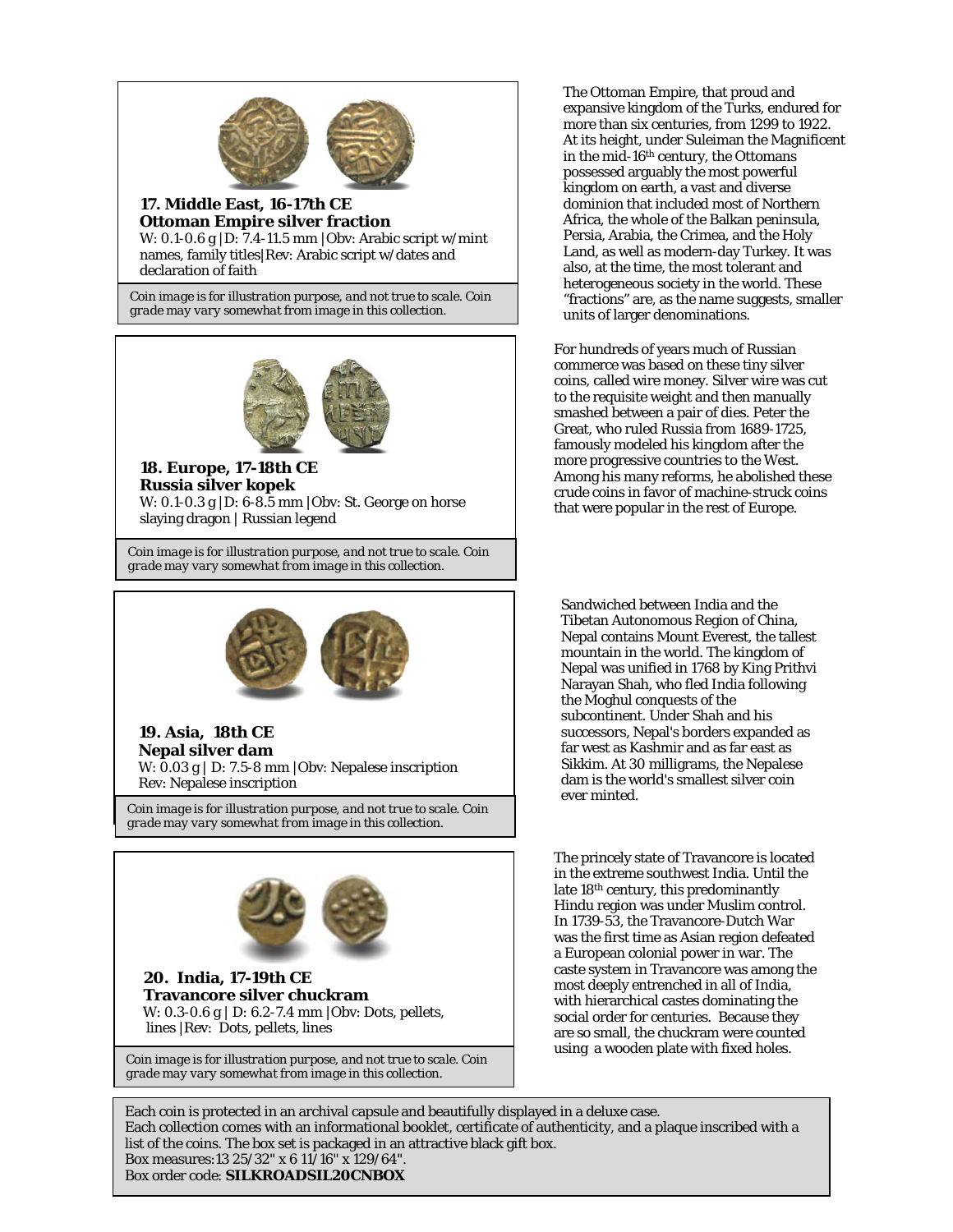**17. Middle East, 16-17th CE**
**Ottoman Empire silver fraction**
W: 0.1-0.6 g |D: 7.4-11.5 mm |Obv: Arabic script w/mint names, family titles|Rev: Arabic script w/dates and declaration of faith

*Coin image is for illustration purpose, and not true to scale. Coin grade may vary somewhat from image in this collection.*

The Ottoman Empire, that proud and expansive kingdom of the Turks, endured for more than six centuries, from 1299 to 1922. At its height, under Suleiman the Magnificent in the mid-16th century, the Ottomans possessed arguably the most powerful kingdom on earth, a vast and diverse dominion that included most of Northern Africa, the whole of the Balkan peninsula, Persia, Arabia, the Crimea, and the Holy Land, as well as modern-day Turkey. It was also, at the time, the most tolerant and heterogeneous society in the world. These "fractions" are, as the name suggests, smaller units of larger denominations.

**18. Europe, 17-18th CE**
**Russia silver kopek**
W: 0.1-0.3 g |D: 6-8.5 mm |Obv: St. George on horse slaying dragon | Russian legend

*Coin image is for illustration purpose, and not true to scale. Coin grade may vary somewhat from image in this collection.*

For hundreds of years much of Russian commerce was based on these tiny silver coins, called wire money. Silver wire was cut to the requisite weight and then manually smashed between a pair of dies. Peter the Great, who ruled Russia from 1689-1725, famously modeled his kingdom after the more progressive countries to the West. Among his many reforms, he abolished these crude coins in favor of machine-struck coins that were popular in the rest of Europe.

**19. Asia, 18th CE**
**Nepal silver dam**
W: 0.03 g | D: 7.5-8 mm |Obv: Nepalese inscription Rev: Nepalese inscription

*Coin image is for illustration purpose, and not true to scale. Coin grade may vary somewhat from image in this collection.*

Sandwiched between India and the Tibetan Autonomous Region of China, Nepal contains Mount Everest, the tallest mountain in the world. The kingdom of Nepal was unified in 1768 by King Prithvi Narayan Shah, who fled India following the Moghul conquests of the subcontinent. Under Shah and his successors, Nepal's borders expanded as far west as Kashmir and as far east as Sikkim. At 30 milligrams, the Nepalese dam is the world's smallest silver coin ever minted.

**20. India, 17-19th CE**
**Travancore silver chuckram**
W: 0.3-0.6 g | D: 6.2-7.4 mm |Obv: Dots, pellets, lines |Rev: Dots, pellets, lines

*Coin image is for illustration purpose, and not true to scale. Coin grade may vary somewhat from image in this collection.*

The princely state of Travancore is located in the extreme southwest India. Until the late 18th century, this predominantly Hindu region was under Muslim control. In 1739-53, the Travancore-Dutch War was the first time as Asian region defeated a European colonial power in war. The caste system in Travancore was among the most deeply entrenched in all of India, with hierarchical castes dominating the social order for centuries. Because they are so small, the chuckram were counted using a wooden plate with fixed holes.

Each coin is protected in an archival capsule and beautifully displayed in a deluxe case.
Each collection comes with an informational booklet, certificate of authenticity, and a plaque inscribed with a list of the coins. The box set is packaged in an attractive black gift box.
Box measures:13 25/32" x 6 11/16" x 129/64".
Box order code: **SILKROADSIL20CNBOX**